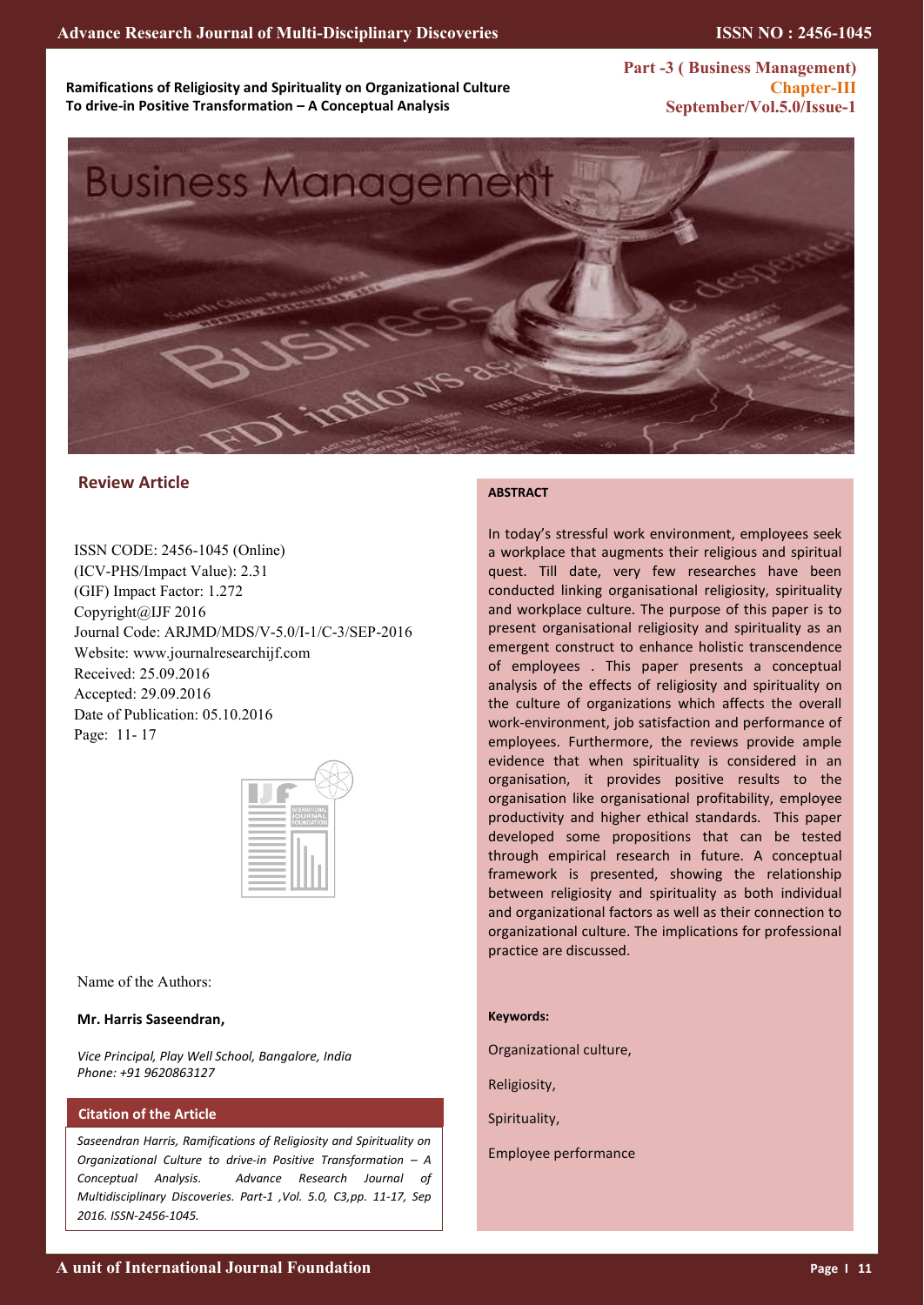# Ramifications of Religiosity and Spirituality on Organizational Culture To drive-in Positive Transformation – A Conceptual Analysis

**Part -3 ( Business Management)**
**Chapter-III**

## Review Article

ISSN CODE: 2456-1045 (Online)
(ICV-PHS/Impact Value): 2.31
(GIF) Impact Factor: 1.272
Copyright@IJF 2016
Journal Code: ARJMD/MDS/V-5.0/I-1/C-3/SEP-2016
Website: www.journalresearchijf.com
Received: 25.09.2016
Accepted: 29.09.2016
Date of Publication: 05.10.2016
Page: 11- 17

Name of the Authors:

**Mr. Harris Saseendran,**

*Vice Principal, Play Well School, Bangalore, India*
*Phone: +91 9620863127*

### Citation of the Article

*Saseendran Harris, Ramifications of Religiosity and Spirituality on Organizational Culture to drive-in Positive Transformation – A Conceptual Analysis. Advance Research Journal of Multidisciplinary Discoveries. Part-1 ,Vol. 5.0, C3,pp. 11-17, Sep 2016. ISSN-2456-1045.*

### ABSTRACT

In today's stressful work environment, employees seek a workplace that augments their religious and spiritual quest. Till date, very few researches have been conducted linking organisational religiosity, spirituality and workplace culture. The purpose of this paper is to present organisational religiosity and spirituality as an emergent construct to enhance holistic transcendence of employees . This paper presents a conceptual analysis of the effects of religiosity and spirituality on the culture of organizations which affects the overall work-environment, job satisfaction and performance of employees. Furthermore, the reviews provide ample evidence that when spirituality is considered in an organisation, it provides positive results to the organisation like organisational profitability, employee productivity and higher ethical standards. This paper developed some propositions that can be tested through empirical research in future. A conceptual framework is presented, showing the relationship between religiosity and spirituality as both individual and organizational factors as well as their connection to organizational culture. The implications for professional practice are discussed.

**Keywords:**

Organizational culture,

Religiosity,

Spirituality,

Employee performance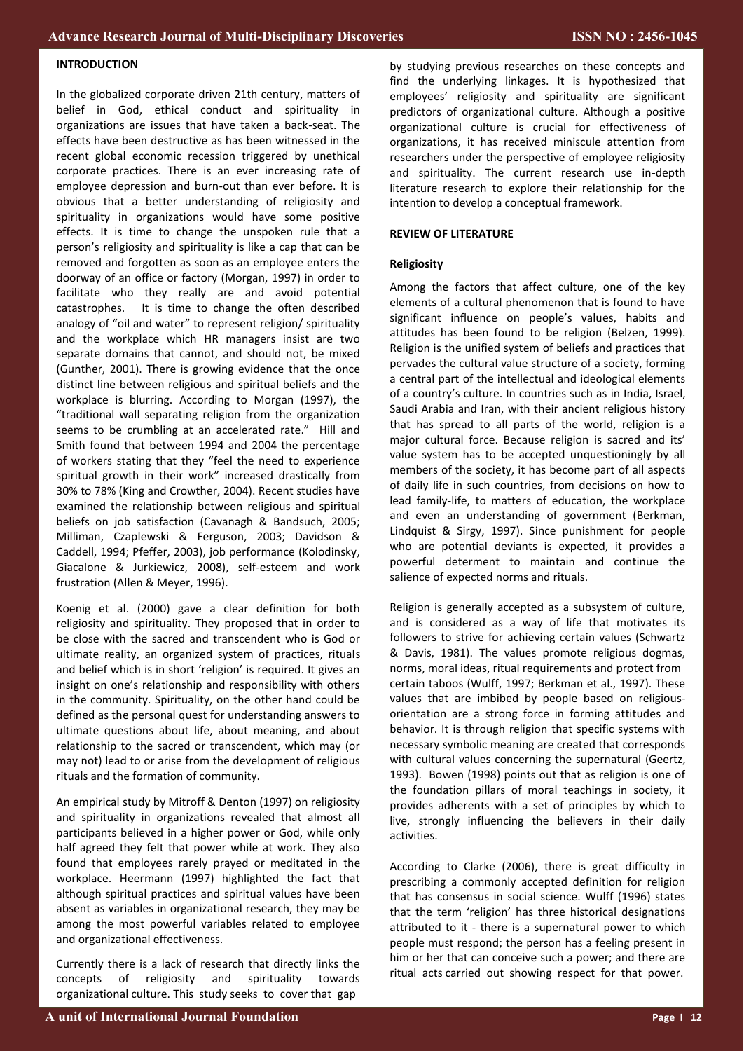## INTRODUCTION

In the globalized corporate driven 21th century, matters of belief in God, ethical conduct and spirituality in organizations are issues that have taken a back-seat. The effects have been destructive as has been witnessed in the recent global economic recession triggered by unethical corporate practices. There is an ever increasing rate of employee depression and burn-out than ever before. It is obvious that a better understanding of religiosity and spirituality in organizations would have some positive effects. It is time to change the unspoken rule that a person's religiosity and spirituality is like a cap that can be removed and forgotten as soon as an employee enters the doorway of an office or factory (Morgan, 1997) in order to facilitate who they really are and avoid potential catastrophes. It is time to change the often described analogy of "oil and water" to represent religion/ spirituality and the workplace which HR managers insist are two separate domains that cannot, and should not, be mixed (Gunther, 2001). There is growing evidence that the once distinct line between religious and spiritual beliefs and the workplace is blurring. According to Morgan (1997), the "traditional wall separating religion from the organization seems to be crumbling at an accelerated rate." Hill and Smith found that between 1994 and 2004 the percentage of workers stating that they "feel the need to experience spiritual growth in their work" increased drastically from 30% to 78% (King and Crowther, 2004). Recent studies have examined the relationship between religious and spiritual beliefs on job satisfaction (Cavanagh & Bandsuch, 2005; Milliman, Czaplewski & Ferguson, 2003; Davidson & Caddell, 1994; Pfeffer, 2003), job performance (Kolodinsky, Giacalone & Jurkiewicz, 2008), self-esteem and work frustration (Allen & Meyer, 1996).

Koenig et al. (2000) gave a clear definition for both religiosity and spirituality. They proposed that in order to be close with the sacred and transcendent who is God or ultimate reality, an organized system of practices, rituals and belief which is in short 'religion' is required. It gives an insight on one's relationship and responsibility with others in the community. Spirituality, on the other hand could be defined as the personal quest for understanding answers to ultimate questions about life, about meaning, and about relationship to the sacred or transcendent, which may (or may not) lead to or arise from the development of religious rituals and the formation of community.

An empirical study by Mitroff & Denton (1997) on religiosity and spirituality in organizations revealed that almost all participants believed in a higher power or God, while only half agreed they felt that power while at work. They also found that employees rarely prayed or meditated in the workplace. Heermann (1997) highlighted the fact that although spiritual practices and spiritual values have been absent as variables in organizational research, they may be among the most powerful variables related to employee and organizational effectiveness.

Currently there is a lack of research that directly links the concepts of religiosity and spirituality towards organizational culture. This study seeks to cover that gap by studying previous researches on these concepts and find the underlying linkages. It is hypothesized that employees' religiosity and spirituality are significant predictors of organizational culture. Although a positive organizational culture is crucial for effectiveness of organizations, it has received miniscule attention from researchers under the perspective of employee religiosity and spirituality. The current research use in-depth literature research to explore their relationship for the intention to develop a conceptual framework.

## REVIEW OF LITERATURE

### Religiosity

Among the factors that affect culture, one of the key elements of a cultural phenomenon that is found to have significant influence on people's values, habits and attitudes has been found to be religion (Belzen, 1999). Religion is the unified system of beliefs and practices that pervades the cultural value structure of a society, forming a central part of the intellectual and ideological elements of a country's culture. In countries such as in India, Israel, Saudi Arabia and Iran, with their ancient religious history that has spread to all parts of the world, religion is a major cultural force. Because religion is sacred and its' value system has to be accepted unquestioningly by all members of the society, it has become part of all aspects of daily life in such countries, from decisions on how to lead family-life, to matters of education, the workplace and even an understanding of government (Berkman, Lindquist & Sirgy, 1997). Since punishment for people who are potential deviants is expected, it provides a powerful determent to maintain and continue the salience of expected norms and rituals.

Religion is generally accepted as a subsystem of culture, and is considered as a way of life that motivates its followers to strive for achieving certain values (Schwartz & Davis, 1981). The values promote religious dogmas, norms, moral ideas, ritual requirements and protect from certain taboos (Wulff, 1997; Berkman et al., 1997). These values that are imbibed by people based on religious-orientation are a strong force in forming attitudes and behavior. It is through religion that specific systems with necessary symbolic meaning are created that corresponds with cultural values concerning the supernatural (Geertz, 1993). Bowen (1998) points out that as religion is one of the foundation pillars of moral teachings in society, it provides adherents with a set of principles by which to live, strongly influencing the believers in their daily activities.

According to Clarke (2006), there is great difficulty in prescribing a commonly accepted definition for religion that has consensus in social science. Wulff (1996) states that the term 'religion' has three historical designations attributed to it - there is a supernatural power to which people must respond; the person has a feeling present in him or her that can conceive such a power; and there are ritual acts carried out showing respect for that power.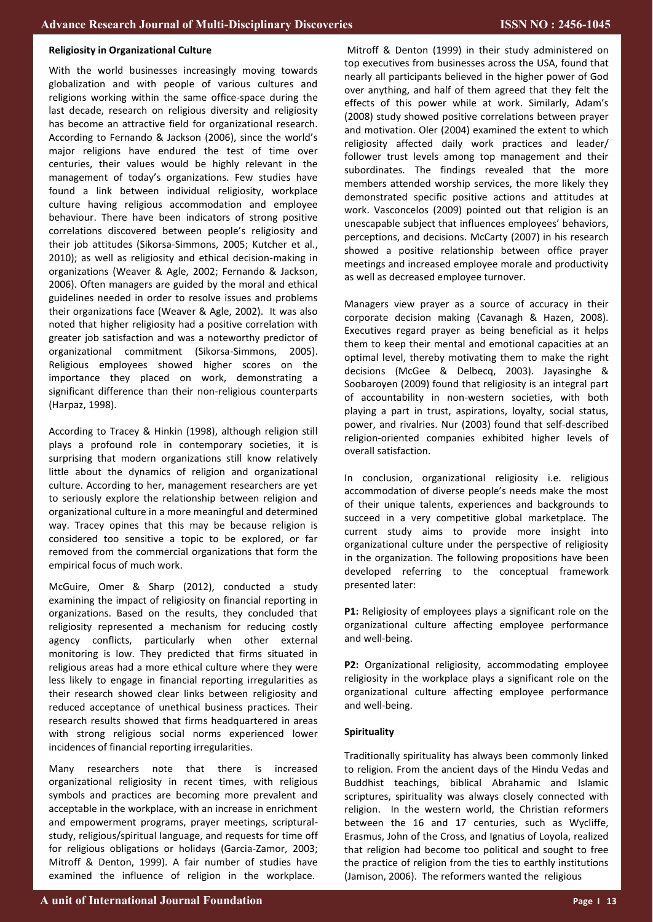**Religiosity in Organizational Culture**

With the world businesses increasingly moving towards globalization and with people of various cultures and religions working within the same office-space during the last decade, research on religious diversity and religiosity has become an attractive field for organizational research. According to Fernando & Jackson (2006), since the world's major religions have endured the test of time over centuries, their values would be highly relevant in the management of today's organizations. Few studies have found a link between individual religiosity, workplace culture having religious accommodation and employee behaviour. There have been indicators of strong positive correlations discovered between people's religiosity and their job attitudes (Sikorsa-Simmons, 2005; Kutcher et al., 2010); as well as religiosity and ethical decision-making in organizations (Weaver & Agle, 2002; Fernando & Jackson, 2006). Often managers are guided by the moral and ethical guidelines needed in order to resolve issues and problems their organizations face (Weaver & Agle, 2002). It was also noted that higher religiosity had a positive correlation with greater job satisfaction and was a noteworthy predictor of organizational commitment (Sikorsa-Simmons, 2005). Religious employees showed higher scores on the importance they placed on work, demonstrating a significant difference than their non-religious counterparts (Harpaz, 1998).

According to Tracey & Hinkin (1998), although religion still plays a profound role in contemporary societies, it is surprising that modern organizations still know relatively little about the dynamics of religion and organizational culture. According to her, management researchers are yet to seriously explore the relationship between religion and organizational culture in a more meaningful and determined way. Tracey opines that this may be because religion is considered too sensitive a topic to be explored, or far removed from the commercial organizations that form the empirical focus of much work.

McGuire, Omer & Sharp (2012), conducted a study examining the impact of religiosity on financial reporting in organizations. Based on the results, they concluded that religiosity represented a mechanism for reducing costly agency conflicts, particularly when other external monitoring is low. They predicted that firms situated in religious areas had a more ethical culture where they were less likely to engage in financial reporting irregularities as their research showed clear links between religiosity and reduced acceptance of unethical business practices. Their research results showed that firms headquartered in areas with strong religious social norms experienced lower incidences of financial reporting irregularities.

Many researchers note that there is increased organizational religiosity in recent times, with religious symbols and practices are becoming more prevalent and acceptable in the workplace, with an increase in enrichment and empowerment programs, prayer meetings, scriptural-study, religious/spiritual language, and requests for time off for religious obligations or holidays (Garcia-Zamor, 2003; Mitroff & Denton, 1999). A fair number of studies have examined the influence of religion in the workplace. Mitroff & Denton (1999) in their study administered on top executives from businesses across the USA, found that nearly all participants believed in the higher power of God over anything, and half of them agreed that they felt the effects of this power while at work. Similarly, Adam's (2008) study showed positive correlations between prayer and motivation. Oler (2004) examined the extent to which religiosity affected daily work practices and leader/ follower trust levels among top management and their subordinates. The findings revealed that the more members attended worship services, the more likely they demonstrated specific positive actions and attitudes at work. Vasconcelos (2009) pointed out that religion is an unescapable subject that influences employees' behaviors, perceptions, and decisions. McCarty (2007) in his research showed a positive relationship between office prayer meetings and increased employee morale and productivity as well as decreased employee turnover.

Managers view prayer as a source of accuracy in their corporate decision making (Cavanagh & Hazen, 2008). Executives regard prayer as being beneficial as it helps them to keep their mental and emotional capacities at an optimal level, thereby motivating them to make the right decisions (McGee & Delbecq, 2003). Jayasinghe & Soobaroyen (2009) found that religiosity is an integral part of accountability in non-western societies, with both playing a part in trust, aspirations, loyalty, social status, power, and rivalries. Nur (2003) found that self-described religion-oriented companies exhibited higher levels of overall satisfaction.

In conclusion, organizational religiosity i.e. religious accommodation of diverse people's needs make the most of their unique talents, experiences and backgrounds to succeed in a very competitive global marketplace. The current study aims to provide more insight into organizational culture under the perspective of religiosity in the organization. The following propositions have been developed referring to the conceptual framework presented later:

**P1:** Religiosity of employees plays a significant role on the organizational culture affecting employee performance and well-being.

**P2:** Organizational religiosity, accommodating employee religiosity in the workplace plays a significant role on the organizational culture affecting employee performance and well-being.

**Spirituality**

Traditionally spirituality has always been commonly linked to religion. From the ancient days of the Hindu Vedas and Buddhist teachings, biblical Abrahamic and Islamic scriptures, spirituality was always closely connected with religion. In the western world, the Christian reformers between the 16 and 17 centuries, such as Wycliffe, Erasmus, John of the Cross, and Ignatius of Loyola, realized that religion had become too political and sought to free the practice of religion from the ties to earthly institutions (Jamison, 2006). The reformers wanted the religious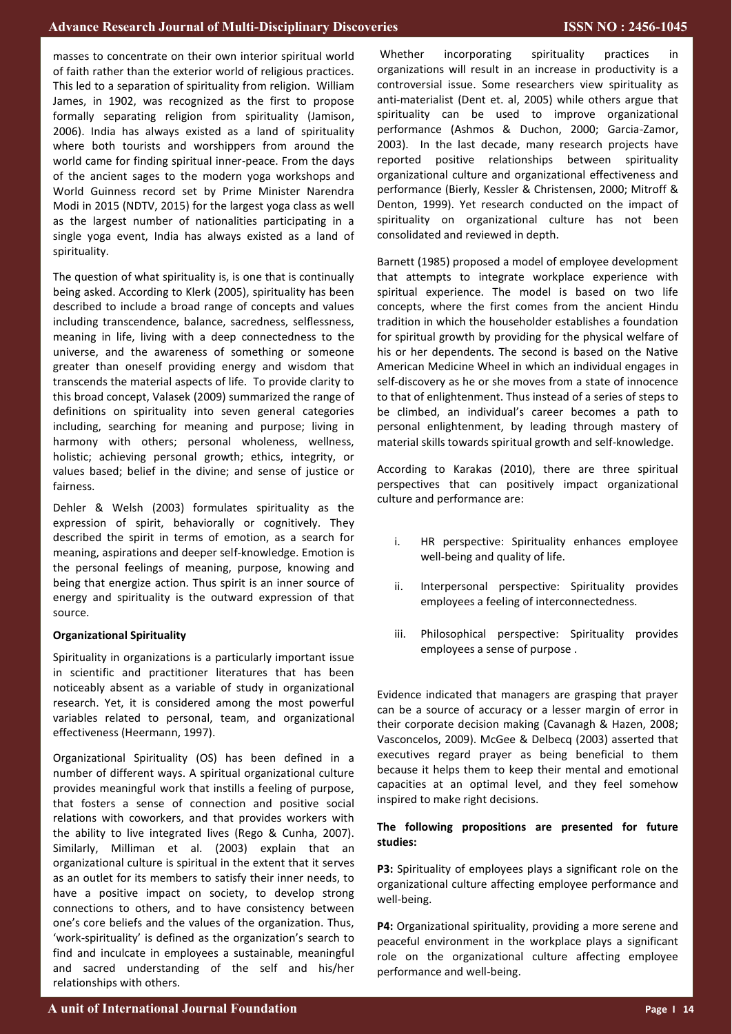masses to concentrate on their own interior spiritual world of faith rather than the exterior world of religious practices. This led to a separation of spirituality from religion. William James, in 1902, was recognized as the first to propose formally separating religion from spirituality (Jamison, 2006). India has always existed as a land of spirituality where both tourists and worshippers from around the world came for finding spiritual inner-peace. From the days of the ancient sages to the modern yoga workshops and World Guinness record set by Prime Minister Narendra Modi in 2015 (NDTV, 2015) for the largest yoga class as well as the largest number of nationalities participating in a single yoga event, India has always existed as a land of spirituality.

The question of what spirituality is, is one that is continually being asked. According to Klerk (2005), spirituality has been described to include a broad range of concepts and values including transcendence, balance, sacredness, selflessness, meaning in life, living with a deep connectedness to the universe, and the awareness of something or someone greater than oneself providing energy and wisdom that transcends the material aspects of life. To provide clarity to this broad concept, Valasek (2009) summarized the range of definitions on spirituality into seven general categories including, searching for meaning and purpose; living in harmony with others; personal wholeness, wellness, holistic; achieving personal growth; ethics, integrity, or values based; belief in the divine; and sense of justice or fairness.

Dehler & Welsh (2003) formulates spirituality as the expression of spirit, behaviorally or cognitively. They described the spirit in terms of emotion, as a search for meaning, aspirations and deeper self-knowledge. Emotion is the personal feelings of meaning, purpose, knowing and being that energize action. Thus spirit is an inner source of energy and spirituality is the outward expression of that source.

**Organizational Spirituality**

Spirituality in organizations is a particularly important issue in scientific and practitioner literatures that has been noticeably absent as a variable of study in organizational research. Yet, it is considered among the most powerful variables related to personal, team, and organizational effectiveness (Heermann, 1997).

Organizational Spirituality (OS) has been defined in a number of different ways. A spiritual organizational culture provides meaningful work that instills a feeling of purpose, that fosters a sense of connection and positive social relations with coworkers, and that provides workers with the ability to live integrated lives (Rego & Cunha, 2007). Similarly, Milliman et al. (2003) explain that an organizational culture is spiritual in the extent that it serves as an outlet for its members to satisfy their inner needs, to have a positive impact on society, to develop strong connections to others, and to have consistency between one's core beliefs and the values of the organization. Thus, 'work-spirituality' is defined as the organization's search to find and inculcate in employees a sustainable, meaningful and sacred understanding of the self and his/her relationships with others.

Whether incorporating spirituality practices in organizations will result in an increase in productivity is a controversial issue. Some researchers view spirituality as anti-materialist (Dent et. al, 2005) while others argue that spirituality can be used to improve organizational performance (Ashmos & Duchon, 2000; Garcia-Zamor, 2003). In the last decade, many research projects have reported positive relationships between spirituality organizational culture and organizational effectiveness and performance (Bierly, Kessler & Christensen, 2000; Mitroff & Denton, 1999). Yet research conducted on the impact of spirituality on organizational culture has not been consolidated and reviewed in depth.

Barnett (1985) proposed a model of employee development that attempts to integrate workplace experience with spiritual experience. The model is based on two life concepts, where the first comes from the ancient Hindu tradition in which the householder establishes a foundation for spiritual growth by providing for the physical welfare of his or her dependents. The second is based on the Native American Medicine Wheel in which an individual engages in self-discovery as he or she moves from a state of innocence to that of enlightenment. Thus instead of a series of steps to be climbed, an individual's career becomes a path to personal enlightenment, by leading through mastery of material skills towards spiritual growth and self-knowledge.

According to Karakas (2010), there are three spiritual perspectives that can positively impact organizational culture and performance are:

i. HR perspective: Spirituality enhances employee well-being and quality of life.

ii. Interpersonal perspective: Spirituality provides employees a feeling of interconnectedness.

iii. Philosophical perspective: Spirituality provides employees a sense of purpose .

Evidence indicated that managers are grasping that prayer can be a source of accuracy or a lesser margin of error in their corporate decision making (Cavanagh & Hazen, 2008; Vasconcelos, 2009). McGee & Delbecq (2003) asserted that executives regard prayer as being beneficial to them because it helps them to keep their mental and emotional capacities at an optimal level, and they feel somehow inspired to make right decisions.

**The following propositions are presented for future studies:**

**P3:** Spirituality of employees plays a significant role on the organizational culture affecting employee performance and well-being.

**P4:** Organizational spirituality, providing a more serene and peaceful environment in the workplace plays a significant role on the organizational culture affecting employee performance and well-being.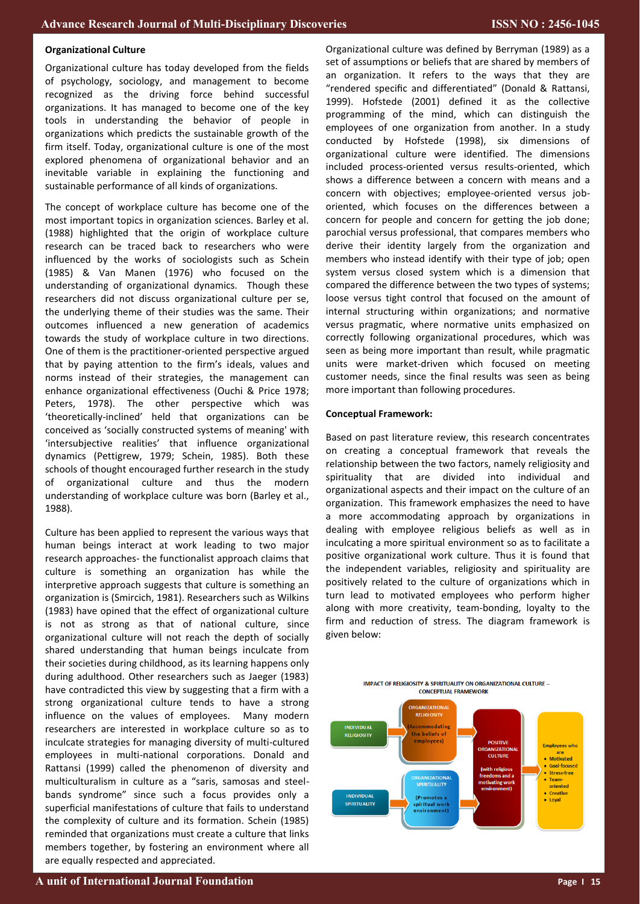**Organizational Culture**

Organizational culture has today developed from the fields of psychology, sociology, and management to become recognized as the driving force behind successful organizations. It has managed to become one of the key tools in understanding the behavior of people in organizations which predicts the sustainable growth of the firm itself. Today, organizational culture is one of the most explored phenomena of organizational behavior and an inevitable variable in explaining the functioning and sustainable performance of all kinds of organizations.

The concept of workplace culture has become one of the most important topics in organization sciences. Barley et al. (1988) highlighted that the origin of workplace culture research can be traced back to researchers who were influenced by the works of sociologists such as Schein (1985) & Van Manen (1976) who focused on the understanding of organizational dynamics. Though these researchers did not discuss organizational culture per se, the underlying theme of their studies was the same. Their outcomes influenced a new generation of academics towards the study of workplace culture in two directions. One of them is the practitioner-oriented perspective argued that by paying attention to the firm's ideals, values and norms instead of their strategies, the management can enhance organizational effectiveness (Ouchi & Price 1978; Peters, 1978). The other perspective which was 'theoretically-inclined' held that organizations can be conceived as 'socially constructed systems of meaning' with 'intersubjective realities' that influence organizational dynamics (Pettigrew, 1979; Schein, 1985). Both these schools of thought encouraged further research in the study of organizational culture and thus the modern understanding of workplace culture was born (Barley et al., 1988).

Culture has been applied to represent the various ways that human beings interact at work leading to two major research approaches- the functionalist approach claims that culture is something an organization has while the interpretive approach suggests that culture is something an organization is (Smircich, 1981). Researchers such as Wilkins (1983) have opined that the effect of organizational culture is not as strong as that of national culture, since organizational culture will not reach the depth of socially shared understanding that human beings inculcate from their societies during childhood, as its learning happens only during adulthood. Other researchers such as Jaeger (1983) have contradicted this view by suggesting that a firm with a strong organizational culture tends to have a strong influence on the values of employees. Many modern researchers are interested in workplace culture so as to inculcate strategies for managing diversity of multi-cultured employees in multi-national corporations. Donald and Rattansi (1999) called the phenomenon of diversity and multiculturalism in culture as a "saris, samosas and steel-bands syndrome" since such a focus provides only a superficial manifestations of culture that fails to understand the complexity of culture and its formation. Schein (1985) reminded that organizations must create a culture that links members together, by fostering an environment where all are equally respected and appreciated.

Organizational culture was defined by Berryman (1989) as a set of assumptions or beliefs that are shared by members of an organization. It refers to the ways that they are "rendered specific and differentiated" (Donald & Rattansi, 1999). Hofstede (2001) defined it as the collective programming of the mind, which can distinguish the employees of one organization from another. In a study conducted by Hofstede (1998), six dimensions of organizational culture were identified. The dimensions included process-oriented versus results-oriented, which shows a difference between a concern with means and a concern with objectives; employee-oriented versus job-oriented, which focuses on the differences between a concern for people and concern for getting the job done; parochial versus professional, that compares members who derive their identity largely from the organization and members who instead identify with their type of job; open system versus closed system which is a dimension that compared the difference between the two types of systems; loose versus tight control that focused on the amount of internal structuring within organizations; and normative versus pragmatic, where normative units emphasized on correctly following organizational procedures, which was seen as being more important than result, while pragmatic units were market-driven which focused on meeting customer needs, since the final results was seen as being more important than following procedures.

**Conceptual Framework:**

Based on past literature review, this research concentrates on creating a conceptual framework that reveals the relationship between the two factors, namely religiosity and spirituality that are divided into individual and organizational aspects and their impact on the culture of an organization. This framework emphasizes the need to have a more accommodating approach by organizations in dealing with employee religious beliefs as well as in inculcating a more spiritual environment so as to facilitate a positive organizational work culture. Thus it is found that the independent variables, religiosity and spirituality are positively related to the culture of organizations which in turn lead to motivated employees who perform higher along with more creativity, team-bonding, loyalty to the firm and reduction of stress. The diagram framework is given below:

IMPACT OF RELIGIOSITY & SPIRITUALITY ON ORGANIZATIONAL CULTURE – CONCEPTUAL FRAMEWORK

- INDIVIDUAL RELIGIOSITY → ORGANIZATIONAL RELIGIOSITY (Accommodating the beliefs of employees)
- INDIVIDUAL SPIRITUALITY → ORGANIZATIONAL SPIRITUALITY (Promotes a spiritual work environment)
- ORGANIZATIONAL RELIGIOSITY / ORGANIZATIONAL SPIRITUALITY → POSITIVE ORGANIZATIONAL CULTURE (with religious freedoms and a motivating work environment)
- POSITIVE ORGANIZATIONAL CULTURE → Employees who are
  - Motivated
  - Goal-focused
  - Stress-free
  - Team-oriented
  - Creative
  - Loyal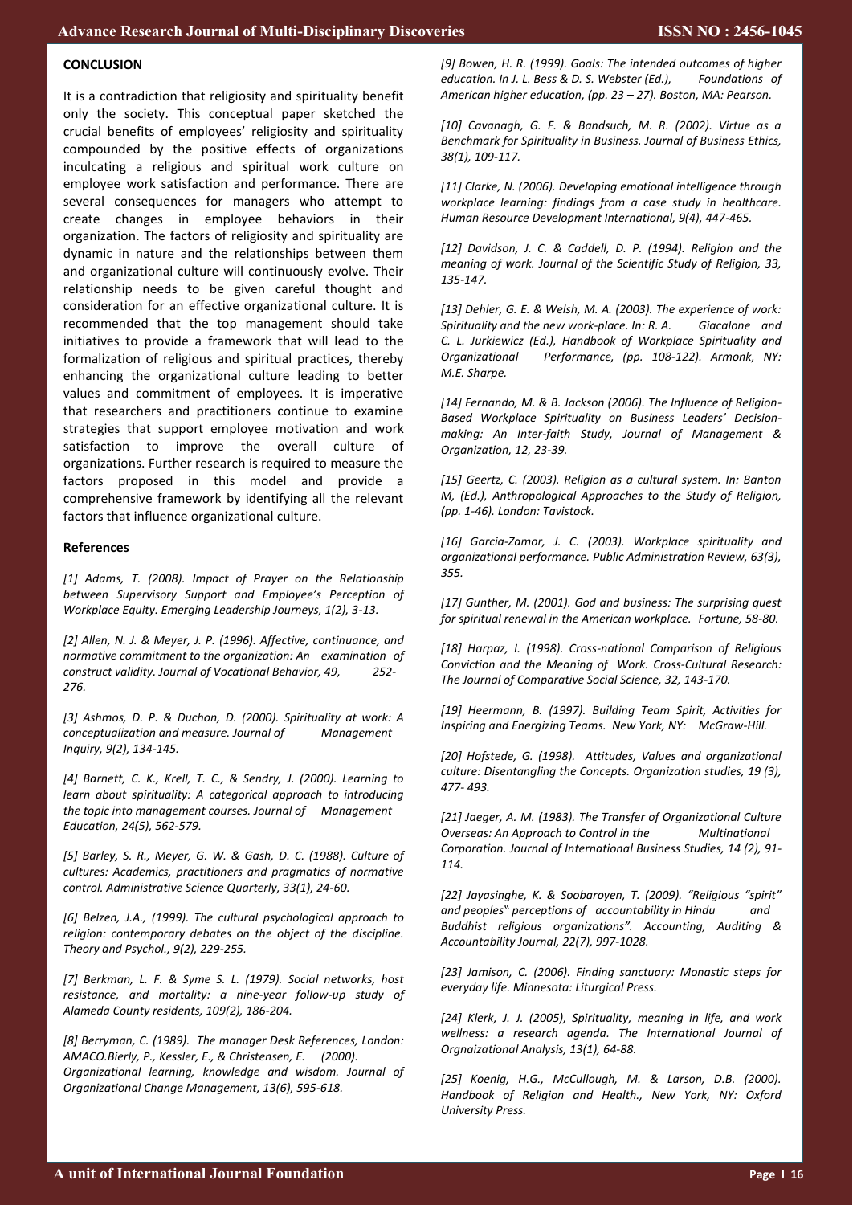## CONCLUSION

It is a contradiction that religiosity and spirituality benefit only the society. This conceptual paper sketched the crucial benefits of employees' religiosity and spirituality compounded by the positive effects of organizations inculcating a religious and spiritual work culture on employee work satisfaction and performance. There are several consequences for managers who attempt to create changes in employee behaviors in their organization. The factors of religiosity and spirituality are dynamic in nature and the relationships between them and organizational culture will continuously evolve. Their relationship needs to be given careful thought and consideration for an effective organizational culture. It is recommended that the top management should take initiatives to provide a framework that will lead to the formalization of religious and spiritual practices, thereby enhancing the organizational culture leading to better values and commitment of employees. It is imperative that researchers and practitioners continue to examine strategies that support employee motivation and work satisfaction to improve the overall culture of organizations. Further research is required to measure the factors proposed in this model and provide a comprehensive framework by identifying all the relevant factors that influence organizational culture.

## References

*[1] Adams, T. (2008). Impact of Prayer on the Relationship between Supervisory Support and Employee's Perception of Workplace Equity. Emerging Leadership Journeys, 1(2), 3-13.*

*[2] Allen, N. J. & Meyer, J. P. (1996). Affective, continuance, and normative commitment to the organization: An examination of construct validity. Journal of Vocational Behavior, 49, 252-276.*

*[3] Ashmos, D. P. & Duchon, D. (2000). Spirituality at work: A conceptualization and measure. Journal of Management Inquiry, 9(2), 134-145.*

*[4] Barnett, C. K., Krell, T. C., & Sendry, J. (2000). Learning to learn about spirituality: A categorical approach to introducing the topic into management courses. Journal of Management Education, 24(5), 562-579.*

*[5] Barley, S. R., Meyer, G. W. & Gash, D. C. (1988). Culture of cultures: Academics, practitioners and pragmatics of normative control. Administrative Science Quarterly, 33(1), 24-60.*

*[6] Belzen, J.A., (1999). The cultural psychological approach to religion: contemporary debates on the object of the discipline. Theory and Psychol., 9(2), 229-255.*

*[7] Berkman, L. F. & Syme S. L. (1979). Social networks, host resistance, and mortality: a nine-year follow-up study of Alameda County residents, 109(2), 186-204.*

*[8] Berryman, C. (1989). The manager Desk References, London: AMACO.Bierly, P., Kessler, E., & Christensen, E. (2000). Organizational learning, knowledge and wisdom. Journal of Organizational Change Management, 13(6), 595-618.*

*[9] Bowen, H. R. (1999). Goals: The intended outcomes of higher education. In J. L. Bess & D. S. Webster (Ed.), Foundations of American higher education, (pp. 23 – 27). Boston, MA: Pearson.*

*[10] Cavanagh, G. F. & Bandsuch, M. R. (2002). Virtue as a Benchmark for Spirituality in Business. Journal of Business Ethics, 38(1), 109-117.*

*[11] Clarke, N. (2006). Developing emotional intelligence through workplace learning: findings from a case study in healthcare. Human Resource Development International, 9(4), 447-465.*

*[12] Davidson, J. C. & Caddell, D. P. (1994). Religion and the meaning of work. Journal of the Scientific Study of Religion, 33, 135-147.*

*[13] Dehler, G. E. & Welsh, M. A. (2003). The experience of work: Spirituality and the new work-place. In: R. A. Giacalone and C. L. Jurkiewicz (Ed.), Handbook of Workplace Spirituality and Organizational Performance, (pp. 108-122). Armonk, NY: M.E. Sharpe.*

*[14] Fernando, M. & B. Jackson (2006). The Influence of Religion-Based Workplace Spirituality on Business Leaders' Decision-making: An Inter-faith Study, Journal of Management & Organization, 12, 23-39.*

*[15] Geertz, C. (2003). Religion as a cultural system. In: Banton M, (Ed.), Anthropological Approaches to the Study of Religion, (pp. 1-46). London: Tavistock.*

*[16] Garcia-Zamor, J. C. (2003). Workplace spirituality and organizational performance. Public Administration Review, 63(3), 355.*

*[17] Gunther, M. (2001). God and business: The surprising quest for spiritual renewal in the American workplace. Fortune, 58-80.*

*[18] Harpaz, I. (1998). Cross-national Comparison of Religious Conviction and the Meaning of Work. Cross-Cultural Research: The Journal of Comparative Social Science, 32, 143-170.*

*[19] Heermann, B. (1997). Building Team Spirit, Activities for Inspiring and Energizing Teams. New York, NY: McGraw-Hill.*

*[20] Hofstede, G. (1998). Attitudes, Values and organizational culture: Disentangling the Concepts. Organization studies, 19 (3), 477- 493.*

*[21] Jaeger, A. M. (1983). The Transfer of Organizational Culture Overseas: An Approach to Control in the Multinational Corporation. Journal of International Business Studies, 14 (2), 91-114.*

*[22] Jayasinghe, K. & Soobaroyen, T. (2009). "Religious "spirit" and peoples" perceptions of accountability in Hindu and Buddhist religious organizations". Accounting, Auditing & Accountability Journal, 22(7), 997-1028.*

*[23] Jamison, C. (2006). Finding sanctuary: Monastic steps for everyday life. Minnesota: Liturgical Press.*

*[24] Klerk, J. J. (2005), Spirituality, meaning in life, and work wellness: a research agenda. The International Journal of Orgnaizational Analysis, 13(1), 64-88.*

*[25] Koenig, H.G., McCullough, M. & Larson, D.B. (2000). Handbook of Religion and Health., New York, NY: Oxford University Press.*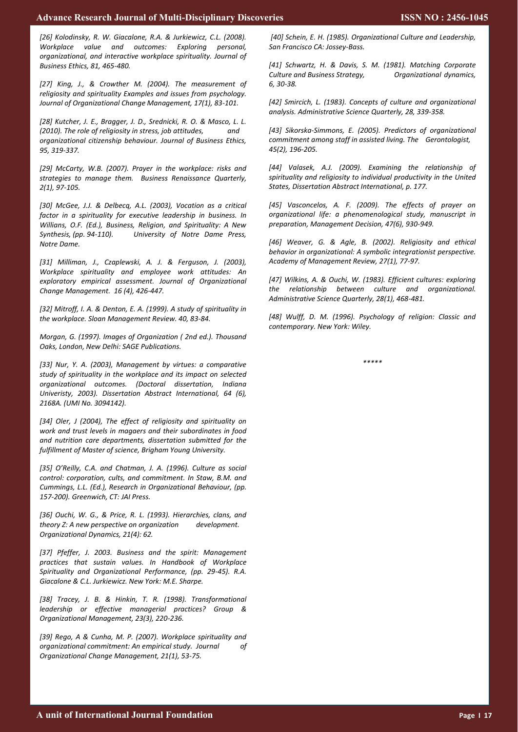*[26] Kolodinsky, R. W. Giacalone, R.A. & Jurkiewicz, C.L. (2008). Workplace value and outcomes: Exploring personal, organizational, and interactive workplace spirituality. Journal of Business Ethics, 81, 465-480.*

*[27] King, J., & Crowther M. (2004). The measurement of religiosity and spirituality Examples and issues from psychology. Journal of Organizational Change Management, 17(1), 83-101.*

*[28] Kutcher, J. E., Bragger, J. D., Srednicki, R. O. & Masco, L. L. (2010). The role of religiosity in stress, job attitudes, and organizational citizenship behaviour. Journal of Business Ethics, 95, 319-337.*

*[29] McCarty, W.B. (2007). Prayer in the workplace: risks and strategies to manage them. Business Renaissance Quarterly, 2(1), 97-105.*

*[30] McGee, J.J. & Delbecq, A.L. (2003), Vocation as a critical factor in a spirituality for executive leadership in business. In Willians, O.F. (Ed.), Business, Religion, and Spirituality: A New Synthesis, (pp. 94-110). University of Notre Dame Press, Notre Dame.*

*[31] Milliman, J., Czaplewski, A. J. & Ferguson, J. (2003), Workplace spirituality and employee work attitudes: An exploratory empirical assessment. Journal of Organizational Change Management. 16 (4), 426-447.*

*[32] Mitroff, I. A. & Denton, E. A. (1999). A study of spirituality in the workplace. Sloan Management Review. 40, 83-84.*

*Morgan, G. (1997). Images of Organization ( 2nd ed.). Thousand Oaks, London, New Delhi: SAGE Publications.*

*[33] Nur, Y. A. (2003), Management by virtues: a comparative study of spirituality in the workplace and its impact on selected organizational outcomes. (Doctoral dissertation, Indiana Univeristy, 2003). Dissertation Abstract International, 64 (6), 2168A. (UMI No. 3094142).*

*[34] Oler, J (2004), The effect of religiosity and spirituality on work and trust levels in magaers and their subordinates in food and nutrition care departments, dissertation submitted for the fulfillment of Master of science, Brigham Young University.*

*[35] O'Reilly, C.A. and Chatman, J. A. (1996). Culture as social control: corporation, cults, and commitment. In Staw, B.M. and Cummings, L.L. (Ed.), Research in Organizational Behaviour, (pp. 157-200). Greenwich, CT: JAI Press.*

*[36] Ouchi, W. G., & Price, R. L. (1993). Hierarchies, clans, and theory Z: A new perspective on organization development. Organizational Dynamics, 21(4): 62.*

*[37] Pfeffer, J. 2003. Business and the spirit: Management practices that sustain values. In Handbook of Workplace Spirituality and Organizational Performance, (pp. 29-45). R.A. Giacalone & C.L. Jurkiewicz. New York: M.E. Sharpe.*

*[38] Tracey, J. B. & Hinkin, T. R. (1998). Transformational leadership or effective managerial practices? Group & Organizational Management, 23(3), 220-236.*

*[39] Rego, A & Cunha, M. P. (2007). Workplace spirituality and organizational commitment: An empirical study. Journal of Organizational Change Management, 21(1), 53-75.*

*[40] Schein, E. H. (1985). Organizational Culture and Leadership, San Francisco CA: Jossey-Bass.*

*[41] Schwartz, H. & Davis, S. M. (1981). Matching Corporate Culture and Business Strategy, Organizational dynamics, 6, 30-38.*

*[42] Smircich, L. (1983). Concepts of culture and organizational analysis. Administrative Science Quarterly, 28, 339-358.*

*[43] Sikorska-Simmons, E. (2005). Predictors of organizational commitment among staff in assisted living. The Gerontologist, 45(2), 196-205.*

*[44] Valasek, A.J. (2009). Examining the relationship of spirituality and religiosity to individual productivity in the United States, Dissertation Abstract International, p. 177.*

*[45] Vasconcelos, A. F. (2009). The effects of prayer on organizational life: a phenomenological study, manuscript in preparation, Management Decision, 47(6), 930-949.*

*[46] Weaver, G. & Agle, B. (2002). Religiosity and ethical behavior in organizational: A symbolic integrationist perspective. Academy of Management Review, 27(1), 77-97.*

*[47] Wilkins, A. & Ouchi, W. (1983). Efficient cultures: exploring the relationship between culture and organizational. Administrative Science Quarterly, 28(1), 468-481.*

*[48] Wulff, D. M. (1996). Psychology of religion: Classic and contemporary. New York: Wiley.*

*****